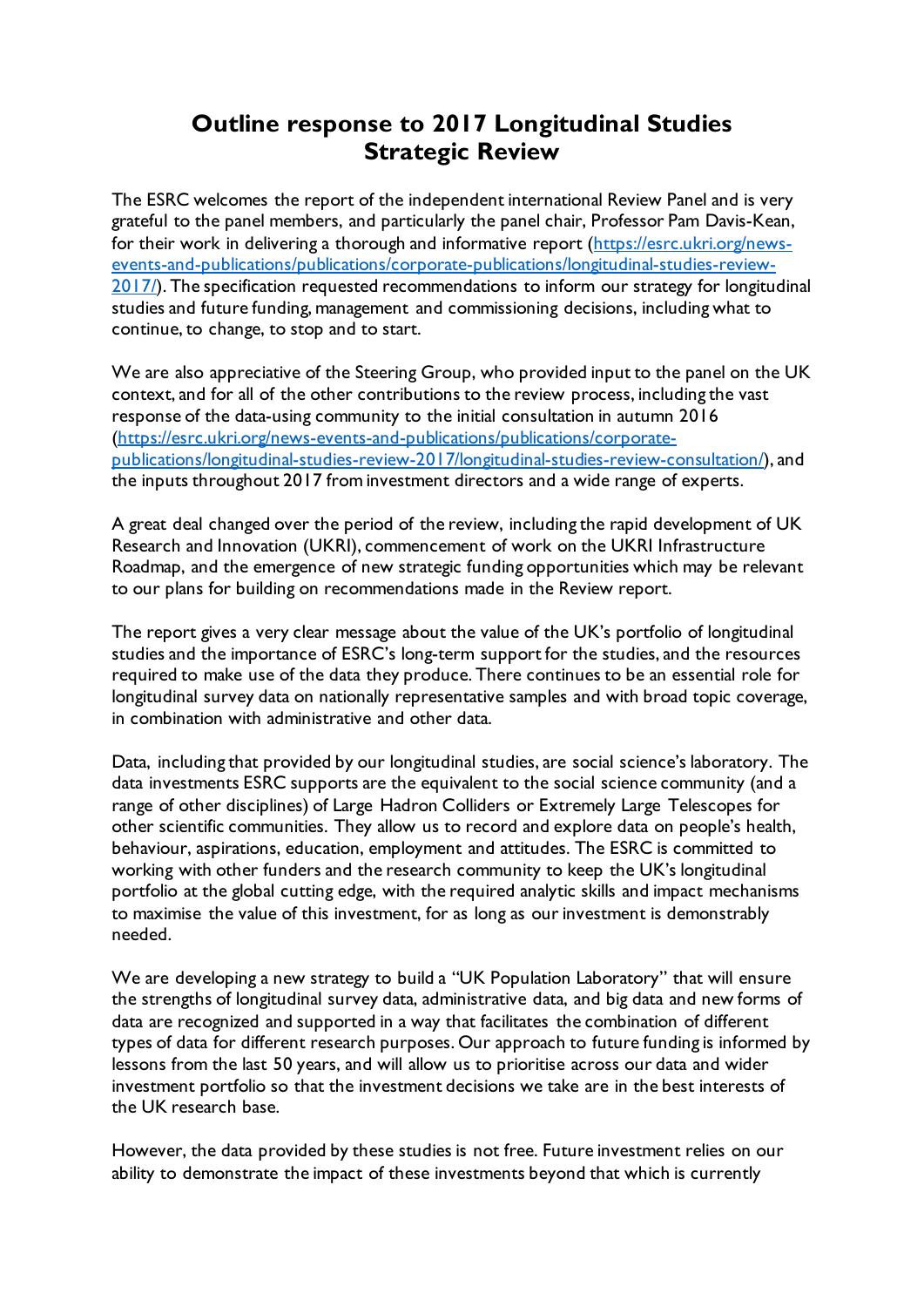# Outline response to 2017 Longitudinal Studies Strategic Review

The ESRC welcomes the report of the independent international Review Panel and is very grateful to the panel members, and particularly the panel chair, Professor Pam Davis-Kean, for their work in delivering a thorough and informative report (https://esrc.ukri.org/news-events-and-publications/publications/corporate-publications/longitudinal-studies-review-2017/). The specification requested recommendations to inform our strategy for longitudinal studies and future funding, management and commissioning decisions, including what to continue, to change, to stop and to start.

We are also appreciative of the Steering Group, who provided input to the panel on the UK context, and for all of the other contributions to the review process, including the vast response of the data-using community to the initial consultation in autumn 2016 (https://esrc.ukri.org/news-events-and-publications/publications/corporate-publications/longitudinal-studies-review-2017/longitudinal-studies-review-consultation/), and the inputs throughout 2017 from investment directors and a wide range of experts.

A great deal changed over the period of the review, including the rapid development of UK Research and Innovation (UKRI), commencement of work on the UKRI Infrastructure Roadmap, and the emergence of new strategic funding opportunities which may be relevant to our plans for building on recommendations made in the Review report.

The report gives a very clear message about the value of the UK's portfolio of longitudinal studies and the importance of ESRC's long-term support for the studies, and the resources required to make use of the data they produce. There continues to be an essential role for longitudinal survey data on nationally representative samples and with broad topic coverage, in combination with administrative and other data.

Data, including that provided by our longitudinal studies, are social science's laboratory. The data investments ESRC supports are the equivalent to the social science community (and a range of other disciplines) of Large Hadron Colliders or Extremely Large Telescopes for other scientific communities. They allow us to record and explore data on people's health, behaviour, aspirations, education, employment and attitudes. The ESRC is committed to working with other funders and the research community to keep the UK's longitudinal portfolio at the global cutting edge, with the required analytic skills and impact mechanisms to maximise the value of this investment, for as long as our investment is demonstrably needed.

We are developing a new strategy to build a "UK Population Laboratory" that will ensure the strengths of longitudinal survey data, administrative data, and big data and new forms of data are recognized and supported in a way that facilitates the combination of different types of data for different research purposes. Our approach to future funding is informed by lessons from the last 50 years, and will allow us to prioritise across our data and wider investment portfolio so that the investment decisions we take are in the best interests of the UK research base.

However, the data provided by these studies is not free. Future investment relies on our ability to demonstrate the impact of these investments beyond that which is currently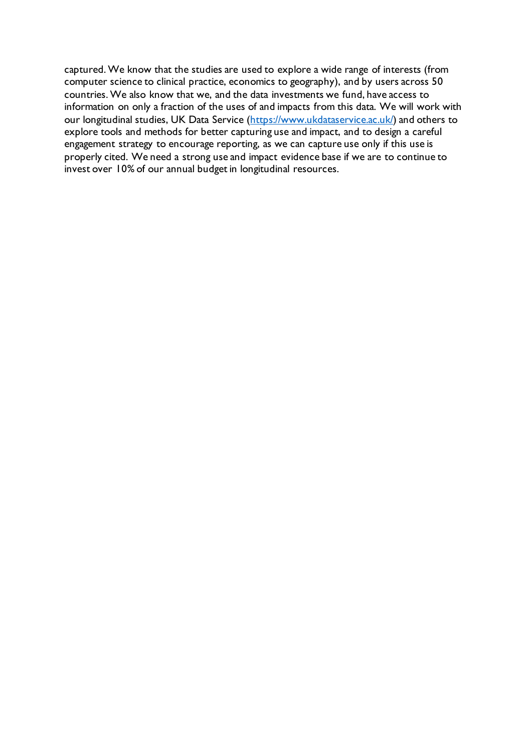captured. We know that the studies are used to explore a wide range of interests (from computer science to clinical practice, economics to geography), and by users across 50 countries. We also know that we, and the data investments we fund, have access to information on only a fraction of the uses of and impacts from this data. We will work with our longitudinal studies, UK Data Service ([https://www.ukdataservice.ac.uk/](https://www.ukdataservice.ac.uk/)) and others to explore tools and methods for better capturing use and impact, and to design a careful engagement strategy to encourage reporting, as we can capture use only if this use is properly cited. We need a strong use and impact evidence base if we are to continue to invest over 10% of our annual budget in longitudinal resources.